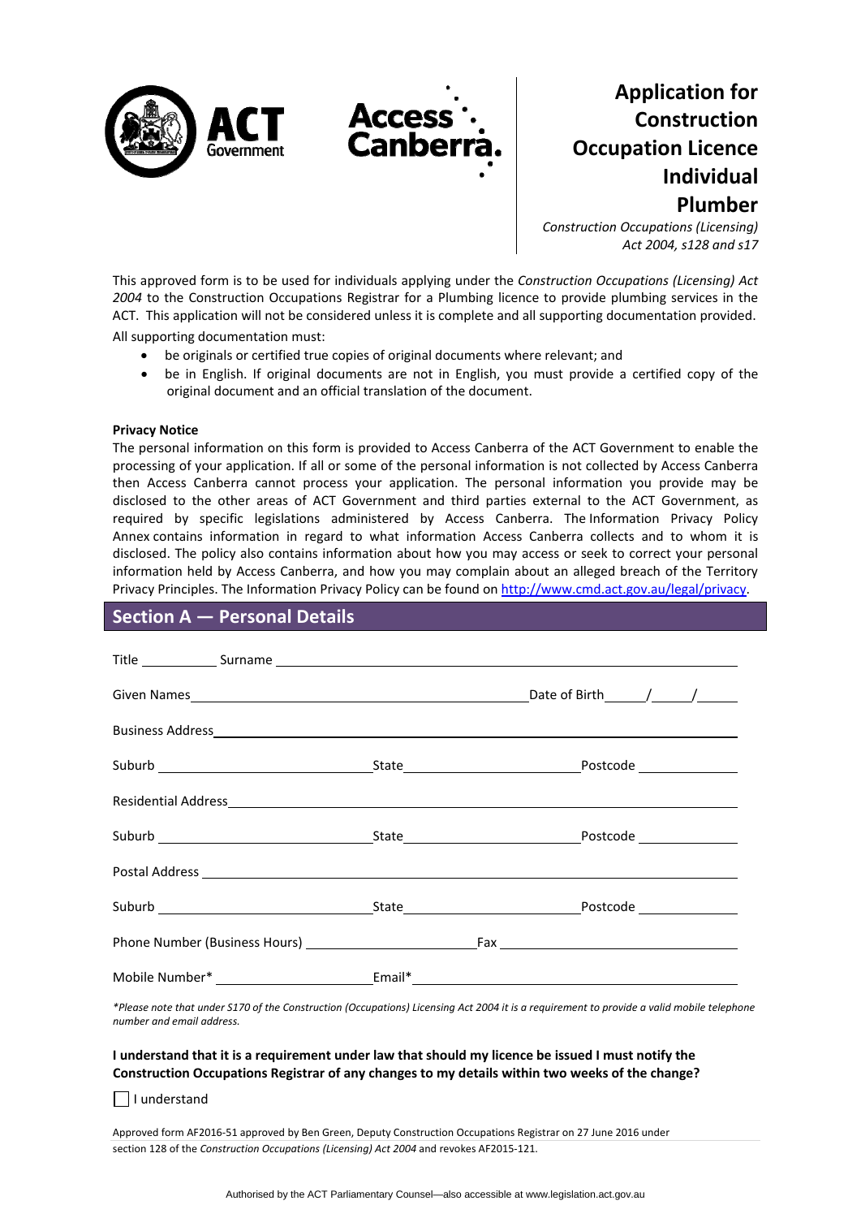# Application for Construction Occupation Licence Individual Plumber

*Construction Occupations (Licensing) Act 2004, s128 and s17*

This approved form is to be used for individuals applying under the *Construction Occupations (Licensing) Act 2004* to the Construction Occupations Registrar for a Plumbing licence to provide plumbing services in the ACT. This application will not be considered unless it is complete and all supporting documentation provided.

All supporting documentation must:

- be originals or certified true copies of original documents where relevant; and
- be in English. If original documents are not in English, you must provide a certified copy of the original document and an official translation of the document.

**Privacy Notice**

The personal information on this form is provided to Access Canberra of the ACT Government to enable the processing of your application. If all or some of the personal information is not collected by Access Canberra then Access Canberra cannot process your application. The personal information you provide may be disclosed to the other areas of ACT Government and third parties external to the ACT Government, as required by specific legislations administered by Access Canberra. The Information Privacy Policy Annex contains information in regard to what information Access Canberra collects and to whom it is disclosed. The policy also contains information about how you may access or seek to correct your personal information held by Access Canberra, and how you may complain about an alleged breach of the Territory Privacy Principles. The Information Privacy Policy can be found on http://www.cmd.act.gov.au/legal/privacy.

## Section A — Personal Details

Title ____________ Surname ______________________________________________

Given Names ______________________________________ Date of Birth _____/_____/_____

Business Address ______________________________________________________

Suburb ______________________ State ______________________ Postcode ____________

Residential Address ____________________________________________________

Suburb ______________________ State ______________________ Postcode ____________

Postal Address ________________________________________________________

Suburb ______________________ State ______________________ Postcode ____________

Phone Number (Business Hours) ______________________ Fax ______________________

Mobile Number* ______________________ Email* ______________________________

*\*Please note that under S170 of the Construction (Occupations) Licensing Act 2004 it is a requirement to provide a valid mobile telephone number and email address.*

**I understand that it is a requirement under law that should my licence be issued I must notify the Construction Occupations Registrar of any changes to my details within two weeks of the change?**

☐ I understand

Approved form AF2016-51 approved by Ben Green, Deputy Construction Occupations Registrar on 27 June 2016 under section 128 of the *Construction Occupations (Licensing) Act 2004* and revokes AF2015-121.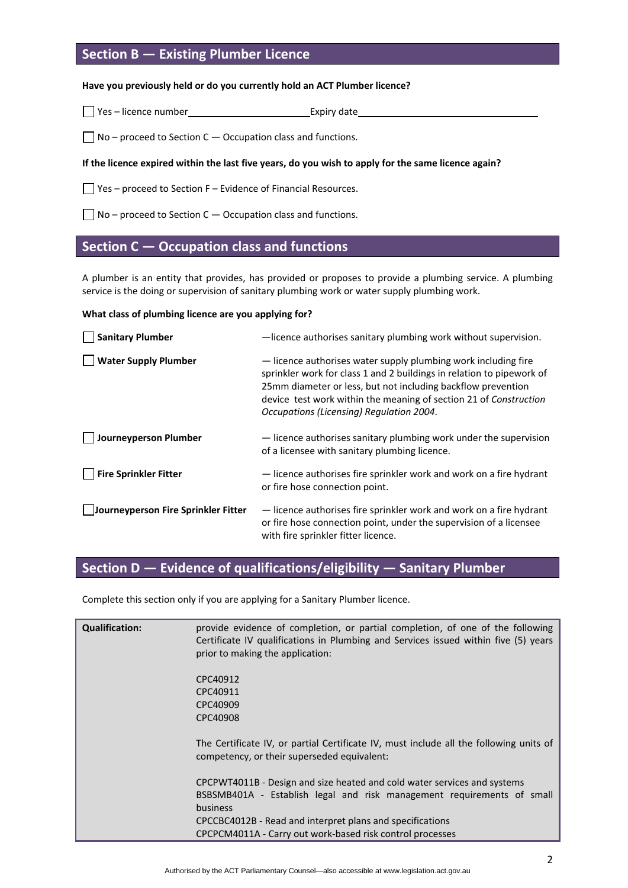## Section B — Existing Plumber Licence

**Have you previously held or do you currently hold an ACT Plumber licence?**

☐ Yes – licence number\_\_\_\_\_\_\_\_\_\_\_\_\_\_\_\_\_\_\_\_\_\_ Expiry date\_\_\_\_\_\_\_\_\_\_\_\_\_\_\_\_\_\_\_\_\_\_\_\_\_\_\_\_\_\_\_\_\_\_\_

☐ No – proceed to Section C — Occupation class and functions.

**If the licence expired within the last five years, do you wish to apply for the same licence again?**

☐ Yes – proceed to Section F – Evidence of Financial Resources.

☐ No – proceed to Section C — Occupation class and functions.

## Section C — Occupation class and functions

A plumber is an entity that provides, has provided or proposes to provide a plumbing service. A plumbing service is the doing or supervision of sanitary plumbing work or water supply plumbing work.

**What class of plumbing licence are you applying for?**

| | |
|---|---|
| ☐ **Sanitary Plumber** | —licence authorises sanitary plumbing work without supervision. |
| ☐ **Water Supply Plumber** | — licence authorises water supply plumbing work including fire sprinkler work for class 1 and 2 buildings in relation to pipework of 25mm diameter or less, but not including backflow prevention device test work within the meaning of section 21 of *Construction Occupations (Licensing) Regulation 2004*. |
| ☐ **Journeyperson Plumber** | — licence authorises sanitary plumbing work under the supervision of a licensee with sanitary plumbing licence. |
| ☐ **Fire Sprinkler Fitter** | — licence authorises fire sprinkler work and work on a fire hydrant or fire hose connection point. |
| ☐ **Journeyperson Fire Sprinkler Fitter** | — licence authorises fire sprinkler work and work on a fire hydrant or fire hose connection point, under the supervision of a licensee with fire sprinkler fitter licence. |

## Section D — Evidence of qualifications/eligibility — Sanitary Plumber

Complete this section only if you are applying for a Sanitary Plumber licence.

| | |
|---|---|
| **Qualification:** | provide evidence of completion, or partial completion, of one of the following Certificate IV qualifications in Plumbing and Services issued within five (5) years prior to making the application:<br><br>CPC40912<br>CPC40911<br>CPC40909<br>CPC40908<br><br>The Certificate IV, or partial Certificate IV, must include all the following units of competency, or their superseded equivalent:<br><br>CPCPWT4011B - Design and size heated and cold water services and systems<br>BSBSMB401A - Establish legal and risk management requirements of small business<br>CPCCBC4012B - Read and interpret plans and specifications<br>CPCPCM4011A - Carry out work-based risk control processes |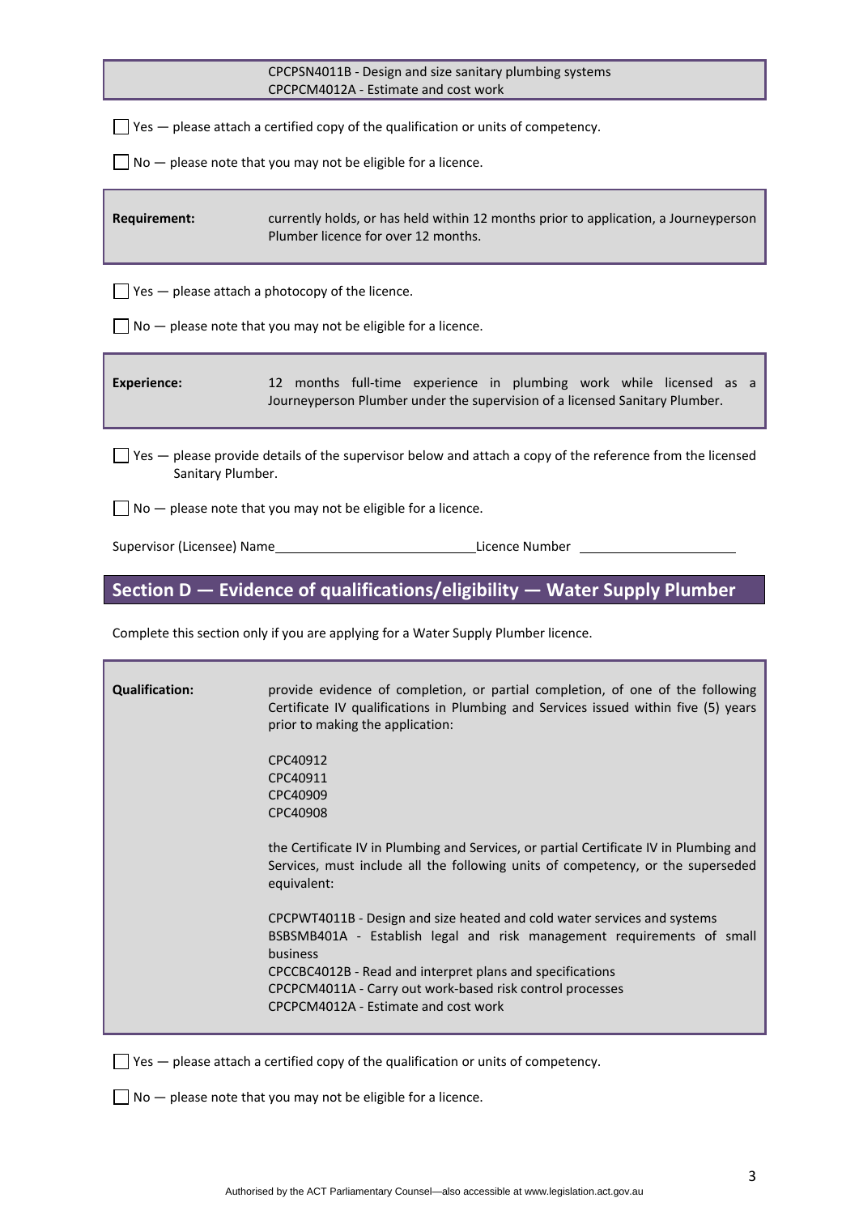CPCPSN4011B - Design and size sanitary plumbing systems
CPCPCM4012A - Estimate and cost work

☐ Yes — please attach a certified copy of the qualification or units of competency.

☐ No — please note that you may not be eligible for a licence.

| **Requirement:** | currently holds, or has held within 12 months prior to application, a Journeyperson Plumber licence for over 12 months. |
|---|---|

☐ Yes — please attach a photocopy of the licence.

☐ No — please note that you may not be eligible for a licence.

| **Experience:** | 12 months full-time experience in plumbing work while licensed as a Journeyperson Plumber under the supervision of a licensed Sanitary Plumber. |
|---|---|

☐ Yes — please provide details of the supervisor below and attach a copy of the reference from the licensed Sanitary Plumber.

☐ No — please note that you may not be eligible for a licence.

Supervisor (Licensee) Name\_\_\_\_\_\_\_\_\_\_\_\_\_\_\_\_\_\_\_\_\_\_\_\_\_\_\_\_ Licence Number \_\_\_\_\_\_\_\_\_\_\_\_\_\_\_\_\_\_\_\_\_\_\_\_

## Section D — Evidence of qualifications/eligibility — Water Supply Plumber

Complete this section only if you are applying for a Water Supply Plumber licence.

**Qualification:**

provide evidence of completion, or partial completion, of one of the following Certificate IV qualifications in Plumbing and Services issued within five (5) years prior to making the application:

CPC40912
CPC40911
CPC40909
CPC40908

the Certificate IV in Plumbing and Services, or partial Certificate IV in Plumbing and Services, must include all the following units of competency, or the superseded equivalent:

CPCPWT4011B - Design and size heated and cold water services and systems
BSBSMB401A - Establish legal and risk management requirements of small business
CPCCBC4012B - Read and interpret plans and specifications
CPCPCM4011A - Carry out work-based risk control processes
CPCPCM4012A - Estimate and cost work

☐ Yes — please attach a certified copy of the qualification or units of competency.

☐ No — please note that you may not be eligible for a licence.

Authorised by the ACT Parliamentary Counsel—also accessible at www.legislation.act.gov.au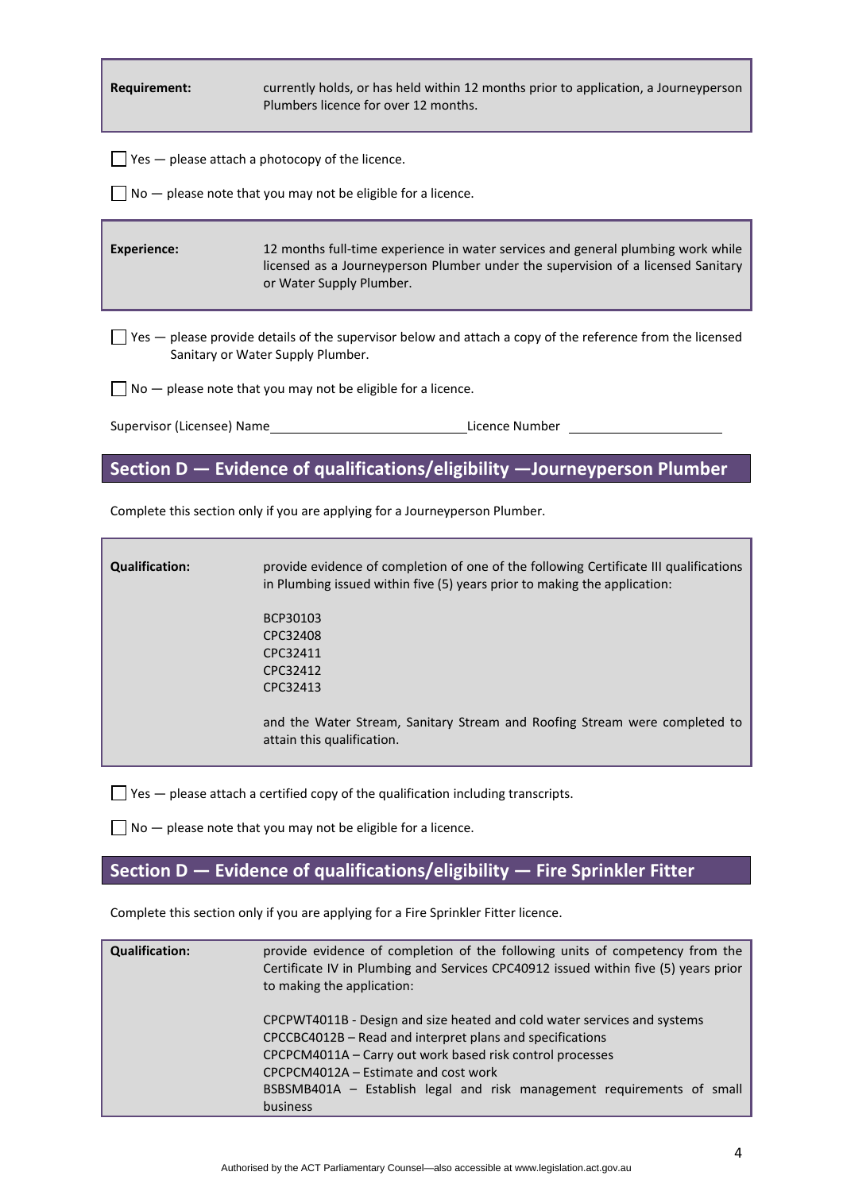| | |
|---|---|
| **Requirement:** | currently holds, or has held within 12 months prior to application, a Journeyperson Plumbers licence for over 12 months. |

☐ Yes — please attach a photocopy of the licence.

☐ No — please note that you may not be eligible for a licence.

| | |
|---|---|
| **Experience:** | 12 months full-time experience in water services and general plumbing work while licensed as a Journeyperson Plumber under the supervision of a licensed Sanitary or Water Supply Plumber. |

☐ Yes — please provide details of the supervisor below and attach a copy of the reference from the licensed Sanitary or Water Supply Plumber.

☐ No — please note that you may not be eligible for a licence.

Supervisor (Licensee) Name\_\_\_\_\_\_\_\_\_\_\_\_\_\_\_\_\_\_\_\_\_\_\_\_\_\_ Licence Number \_\_\_\_\_\_\_\_\_\_\_\_\_\_\_\_\_\_\_\_

## Section D — Evidence of qualifications/eligibility —Journeyperson Plumber

Complete this section only if you are applying for a Journeyperson Plumber.

| | |
|---|---|
| **Qualification:** | provide evidence of completion of one of the following Certificate III qualifications in Plumbing issued within five (5) years prior to making the application:<br><br>BCP30103<br>CPC32408<br>CPC32411<br>CPC32412<br>CPC32413<br><br>and the Water Stream, Sanitary Stream and Roofing Stream were completed to attain this qualification. |

☐ Yes — please attach a certified copy of the qualification including transcripts.

☐ No — please note that you may not be eligible for a licence.

## Section D — Evidence of qualifications/eligibility — Fire Sprinkler Fitter

Complete this section only if you are applying for a Fire Sprinkler Fitter licence.

| | |
|---|---|
| **Qualification:** | provide evidence of completion of the following units of competency from the Certificate IV in Plumbing and Services CPC40912 issued within five (5) years prior to making the application:<br><br>CPCPWT4011B - Design and size heated and cold water services and systems<br>CPCCBC4012B – Read and interpret plans and specifications<br>CPCPCM4011A – Carry out work based risk control processes<br>CPCPCM4012A – Estimate and cost work<br>BSBSMB401A – Establish legal and risk management requirements of small business |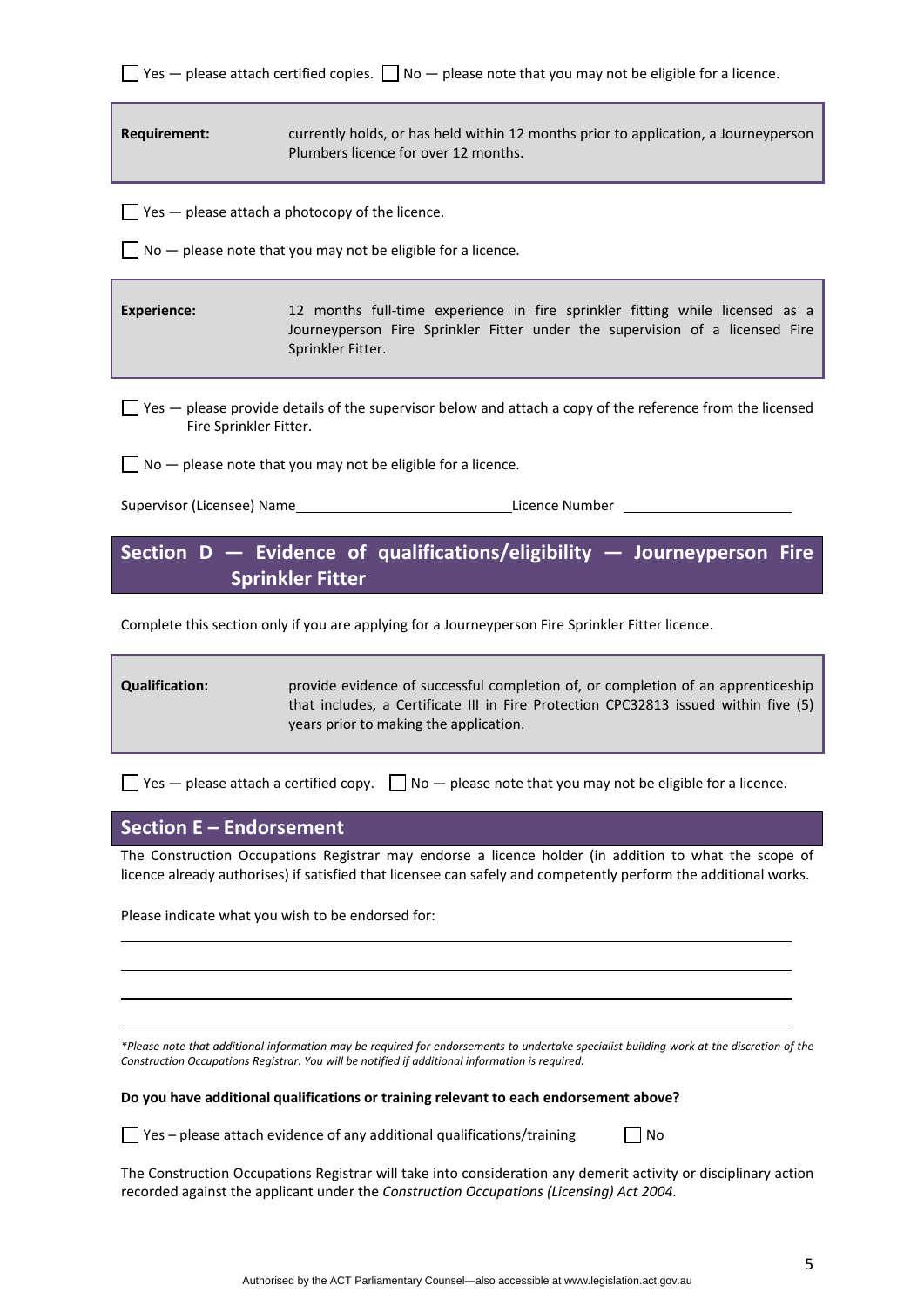☐ Yes — please attach certified copies. ☐ No — please note that you may not be eligible for a licence.

| **Requirement:** | currently holds, or has held within 12 months prior to application, a Journeyperson Plumbers licence for over 12 months. |
|---|---|

☐ Yes — please attach a photocopy of the licence.

☐ No — please note that you may not be eligible for a licence.

| **Experience:** | 12 months full-time experience in fire sprinkler fitting while licensed as a Journeyperson Fire Sprinkler Fitter under the supervision of a licensed Fire Sprinkler Fitter. |
|---|---|

☐ Yes — please provide details of the supervisor below and attach a copy of the reference from the licensed Fire Sprinkler Fitter.

☐ No — please note that you may not be eligible for a licence.

Supervisor (Licensee) Name\_\_\_\_\_\_\_\_\_\_\_\_\_\_\_\_\_\_\_\_\_\_\_\_\_\_\_\_ Licence Number \_\_\_\_\_\_\_\_\_\_\_\_\_\_\_\_\_\_\_\_\_\_

## Section D — Evidence of qualifications/eligibility — Journeyperson Fire Sprinkler Fitter

Complete this section only if you are applying for a Journeyperson Fire Sprinkler Fitter licence.

| **Qualification:** | provide evidence of successful completion of, or completion of an apprenticeship that includes, a Certificate III in Fire Protection CPC32813 issued within five (5) years prior to making the application. |
|---|---|

☐ Yes — please attach a certified copy. ☐ No — please note that you may not be eligible for a licence.

## Section E – Endorsement

The Construction Occupations Registrar may endorse a licence holder (in addition to what the scope of licence already authorises) if satisfied that licensee can safely and competently perform the additional works.

Please indicate what you wish to be endorsed for:

\_\_\_\_\_\_\_\_\_\_\_\_\_\_\_\_\_\_\_\_\_\_\_\_\_\_\_\_\_\_\_\_\_\_\_\_\_\_\_\_\_\_\_\_\_\_\_\_\_\_\_\_\_\_\_\_\_\_\_\_

\_\_\_\_\_\_\_\_\_\_\_\_\_\_\_\_\_\_\_\_\_\_\_\_\_\_\_\_\_\_\_\_\_\_\_\_\_\_\_\_\_\_\_\_\_\_\_\_\_\_\_\_\_\_\_\_\_\_\_\_

\_\_\_\_\_\_\_\_\_\_\_\_\_\_\_\_\_\_\_\_\_\_\_\_\_\_\_\_\_\_\_\_\_\_\_\_\_\_\_\_\_\_\_\_\_\_\_\_\_\_\_\_\_\_\_\_\_\_\_\_

\_\_\_\_\_\_\_\_\_\_\_\_\_\_\_\_\_\_\_\_\_\_\_\_\_\_\_\_\_\_\_\_\_\_\_\_\_\_\_\_\_\_\_\_\_\_\_\_\_\_\_\_\_\_\_\_\_\_\_\_

*\*Please note that additional information may be required for endorsements to undertake specialist building work at the discretion of the Construction Occupations Registrar. You will be notified if additional information is required.*

**Do you have additional qualifications or training relevant to each endorsement above?**

☐ Yes – please attach evidence of any additional qualifications/training ☐ No

The Construction Occupations Registrar will take into consideration any demerit activity or disciplinary action recorded against the applicant under the *Construction Occupations (Licensing) Act 2004.*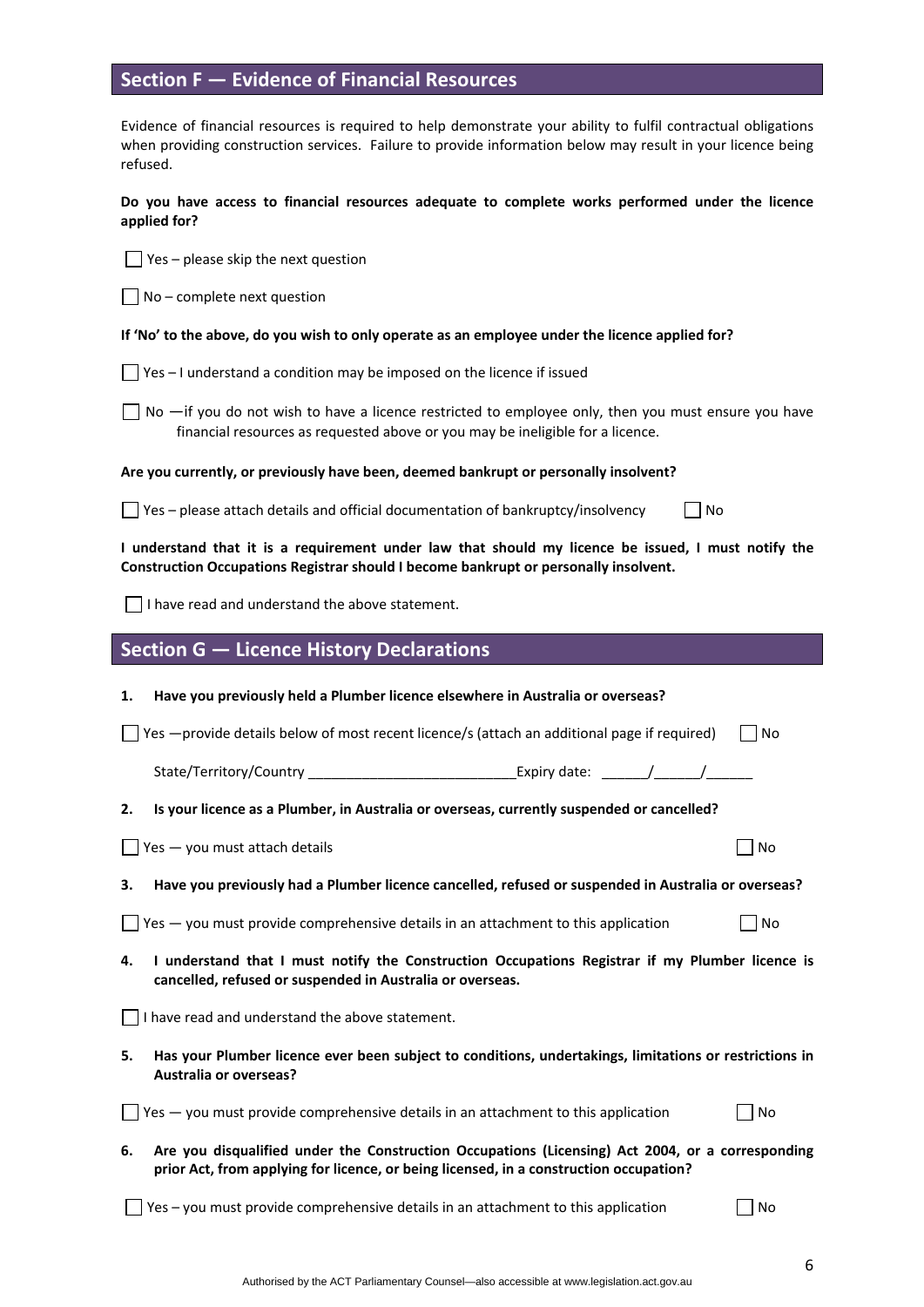## Section F — Evidence of Financial Resources

Evidence of financial resources is required to help demonstrate your ability to fulfil contractual obligations when providing construction services. Failure to provide information below may result in your licence being refused.

**Do you have access to financial resources adequate to complete works performed under the licence applied for?**

☐ Yes – please skip the next question

☐ No – complete next question

**If 'No' to the above, do you wish to only operate as an employee under the licence applied for?**

☐ Yes – I understand a condition may be imposed on the licence if issued

☐ No —if you do not wish to have a licence restricted to employee only, then you must ensure you have financial resources as requested above or you may be ineligible for a licence.

**Are you currently, or previously have been, deemed bankrupt or personally insolvent?**

☐ Yes – please attach details and official documentation of bankruptcy/insolvency ☐ No

**I understand that it is a requirement under law that should my licence be issued, I must notify the Construction Occupations Registrar should I become bankrupt or personally insolvent.**

☐ I have read and understand the above statement.

## Section G — Licence History Declarations

1. **Have you previously held a Plumber licence elsewhere in Australia or overseas?**

☐ Yes —provide details below of most recent licence/s (attach an additional page if required) ☐ No

State/Territory/Country ___________________________ Expiry date: ______/______/______

2. **Is your licence as a Plumber, in Australia or overseas, currently suspended or cancelled?**

☐ Yes — you must attach details ☐ No

3. **Have you previously had a Plumber licence cancelled, refused or suspended in Australia or overseas?**

☐ Yes — you must provide comprehensive details in an attachment to this application ☐ No

4. **I understand that I must notify the Construction Occupations Registrar if my Plumber licence is cancelled, refused or suspended in Australia or overseas.**

☐ I have read and understand the above statement.

5. **Has your Plumber licence ever been subject to conditions, undertakings, limitations or restrictions in Australia or overseas?**

☐ Yes — you must provide comprehensive details in an attachment to this application ☐ No

6. **Are you disqualified under the Construction Occupations (Licensing) Act 2004, or a corresponding prior Act, from applying for licence, or being licensed, in a construction occupation?**

☐ Yes – you must provide comprehensive details in an attachment to this application ☐ No

Authorised by the ACT Parliamentary Counsel—also accessible at www.legislation.act.gov.au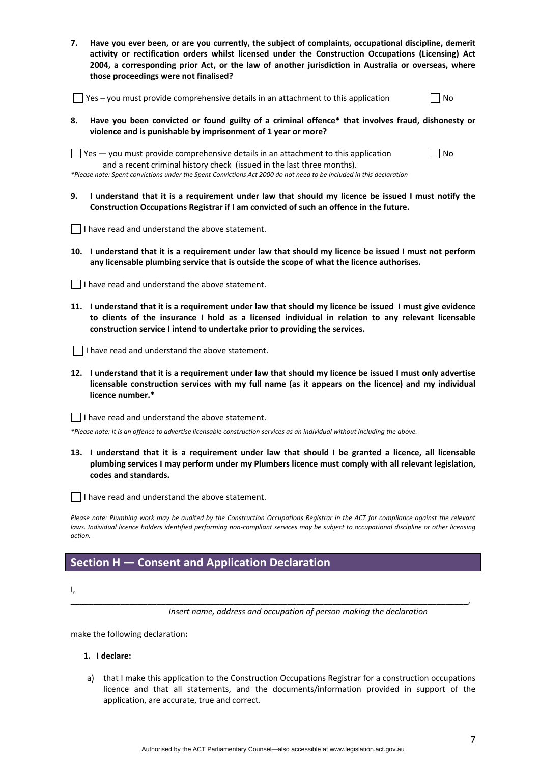**7. Have you ever been, or are you currently, the subject of complaints, occupational discipline, demerit activity or rectification orders whilst licensed under the Construction Occupations (Licensing) Act 2004, a corresponding prior Act, or the law of another jurisdiction in Australia or overseas, where those proceedings were not finalised?**

☐ Yes – you must provide comprehensive details in an attachment to this application ☐ No

**8. Have you been convicted or found guilty of a criminal offence* that involves fraud, dishonesty or violence and is punishable by imprisonment of 1 year or more?**

☐ Yes — you must provide comprehensive details in an attachment to this application and a recent criminal history check (issued in the last three months). ☐ No

*\*Please note: Spent convictions under the Spent Convictions Act 2000 do not need to be included in this declaration*

**9. I understand that it is a requirement under law that should my licence be issued I must notify the Construction Occupations Registrar if I am convicted of such an offence in the future.**

☐ I have read and understand the above statement.

**10. I understand that it is a requirement under law that should my licence be issued I must not perform any licensable plumbing service that is outside the scope of what the licence authorises.**

☐ I have read and understand the above statement.

**11. I understand that it is a requirement under law that should my licence be issued I must give evidence to clients of the insurance I hold as a licensed individual in relation to any relevant licensable construction service I intend to undertake prior to providing the services.**

☐ I have read and understand the above statement.

**12. I understand that it is a requirement under law that should my licence be issued I must only advertise licensable construction services with my full name (as it appears on the licence) and my individual licence number.***

☐ I have read and understand the above statement.

*\*Please note: It is an offence to advertise licensable construction services as an individual without including the above.*

**13. I understand that it is a requirement under law that should I be granted a licence, all licensable plumbing services I may perform under my Plumbers licence must comply with all relevant legislation, codes and standards.**

☐ I have read and understand the above statement.

*Please note: Plumbing work may be audited by the Construction Occupations Registrar in the ACT for compliance against the relevant laws. Individual licence holders identified performing non-compliant services may be subject to occupational discipline or other licensing action.*

## Section H — Consent and Application Declaration

I,

\_\_\_\_\_\_\_\_\_\_\_\_\_\_\_\_\_\_\_\_\_\_\_\_\_\_\_\_\_\_\_\_\_\_\_\_\_\_\_\_\_\_\_\_\_\_\_\_\_\_\_\_\_\_\_\_\_\_\_\_\_\_\_\_\_\_\_\_\_\_\_\_\_\_\_\_\_\_,

*Insert name, address and occupation of person making the declaration*

make the following declaration**:**

**1. I declare:**

a) that I make this application to the Construction Occupations Registrar for a construction occupations licence and that all statements, and the documents/information provided in support of the application, are accurate, true and correct.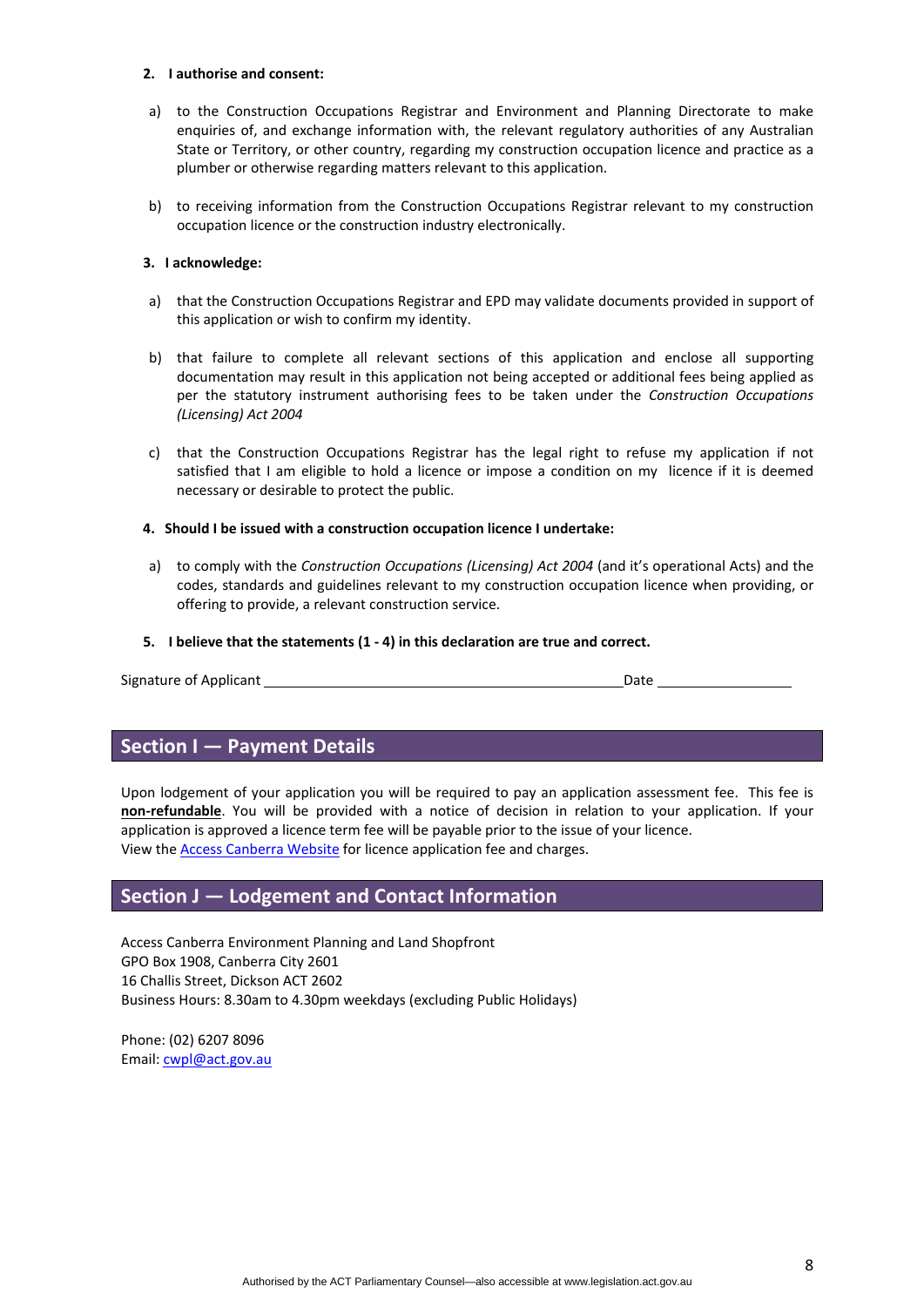**2. I authorise and consent:**

a) to the Construction Occupations Registrar and Environment and Planning Directorate to make enquiries of, and exchange information with, the relevant regulatory authorities of any Australian State or Territory, or other country, regarding my construction occupation licence and practice as a plumber or otherwise regarding matters relevant to this application.

b) to receiving information from the Construction Occupations Registrar relevant to my construction occupation licence or the construction industry electronically.

**3. I acknowledge:**

a) that the Construction Occupations Registrar and EPD may validate documents provided in support of this application or wish to confirm my identity.

b) that failure to complete all relevant sections of this application and enclose all supporting documentation may result in this application not being accepted or additional fees being applied as per the statutory instrument authorising fees to be taken under the *Construction Occupations (Licensing) Act 2004*

c) that the Construction Occupations Registrar has the legal right to refuse my application if not satisfied that I am eligible to hold a licence or impose a condition on my licence if it is deemed necessary or desirable to protect the public.

**4. Should I be issued with a construction occupation licence I undertake:**

a) to comply with the *Construction Occupations (Licensing) Act 2004* (and it's operational Acts) and the codes, standards and guidelines relevant to my construction occupation licence when providing, or offering to provide, a relevant construction service.

**5. I believe that the statements (1 - 4) in this declaration are true and correct.**

Signature of Applicant ______________________________ Date ______________

## Section I — Payment Details

Upon lodgement of your application you will be required to pay an application assessment fee. This fee is **non-refundable**. You will be provided with a notice of decision in relation to your application. If your application is approved a licence term fee will be payable prior to the issue of your licence.
View the Access Canberra Website for licence application fee and charges.

## Section J — Lodgement and Contact Information

Access Canberra Environment Planning and Land Shopfront
GPO Box 1908, Canberra City 2601
16 Challis Street, Dickson ACT 2602
Business Hours: 8.30am to 4.30pm weekdays (excluding Public Holidays)

Phone: (02) 6207 8096
Email: cwpl@act.gov.au